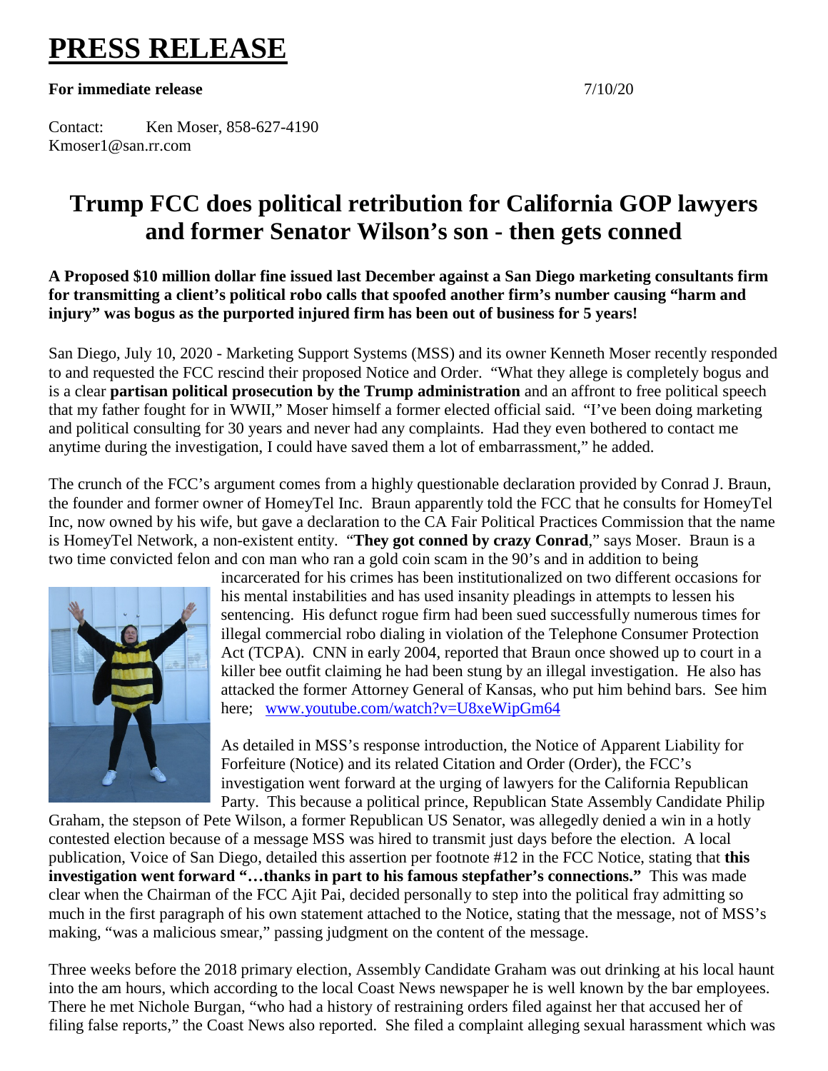# PRESS RELEASE

**For immediate release** 7/10/20

Contact: Ken Moser, 858-627-4190
Kmoser1@san.rr.com

## Trump FCC does political retribution for California GOP lawyers and former Senator Wilson's son - then gets conned

**A Proposed $10 million dollar fine issued last December against a San Diego marketing consultants firm for transmitting a client's political robo calls that spoofed another firm's number causing "harm and injury" was bogus as the purported injured firm has been out of business for 5 years!**

San Diego, July 10, 2020 - Marketing Support Systems (MSS) and its owner Kenneth Moser recently responded to and requested the FCC rescind their proposed Notice and Order. "What they allege is completely bogus and is a clear **partisan political prosecution by the Trump administration** and an affront to free political speech that my father fought for in WWII," Moser himself a former elected official said. "I've been doing marketing and political consulting for 30 years and never had any complaints. Had they even bothered to contact me anytime during the investigation, I could have saved them a lot of embarrassment," he added.

The crunch of the FCC's argument comes from a highly questionable declaration provided by Conrad J. Braun, the founder and former owner of HomeyTel Inc. Braun apparently told the FCC that he consults for HomeyTel Inc, now owned by his wife, but gave a declaration to the CA Fair Political Practices Commission that the name is HomeyTel Network, a non-existent entity. "**They got conned by crazy Conrad**," says Moser. Braun is a two time convicted felon and con man who ran a gold coin scam in the 90's and in addition to being incarcerated for his crimes has been institutionalized on two different occasions for his mental instabilities and has used insanity pleadings in attempts to lessen his sentencing. His defunct rogue firm had been sued successfully numerous times for illegal commercial robo dialing in violation of the Telephone Consumer Protection Act (TCPA). CNN in early 2004, reported that Braun once showed up to court in a killer bee outfit claiming he had been stung by an illegal investigation. He also has attacked the former Attorney General of Kansas, who put him behind bars. See him here; www.youtube.com/watch?v=U8xeWipGm64

As detailed in MSS's response introduction, the Notice of Apparent Liability for Forfeiture (Notice) and its related Citation and Order (Order), the FCC's investigation went forward at the urging of lawyers for the California Republican Party. This because a political prince, Republican State Assembly Candidate Philip Graham, the stepson of Pete Wilson, a former Republican US Senator, was allegedly denied a win in a hotly contested election because of a message MSS was hired to transmit just days before the election. A local publication, Voice of San Diego, detailed this assertion per footnote #12 in the FCC Notice, stating that **this investigation went forward "…thanks in part to his famous stepfather's connections."** This was made clear when the Chairman of the FCC Ajit Pai, decided personally to step into the political fray admitting so much in the first paragraph of his own statement attached to the Notice, stating that the message, not of MSS's making, "was a malicious smear," passing judgment on the content of the message.

Three weeks before the 2018 primary election, Assembly Candidate Graham was out drinking at his local haunt into the am hours, which according to the local Coast News newspaper he is well known by the bar employees. There he met Nichole Burgan, "who had a history of restraining orders filed against her that accused her of filing false reports," the Coast News also reported. She filed a complaint alleging sexual harassment which was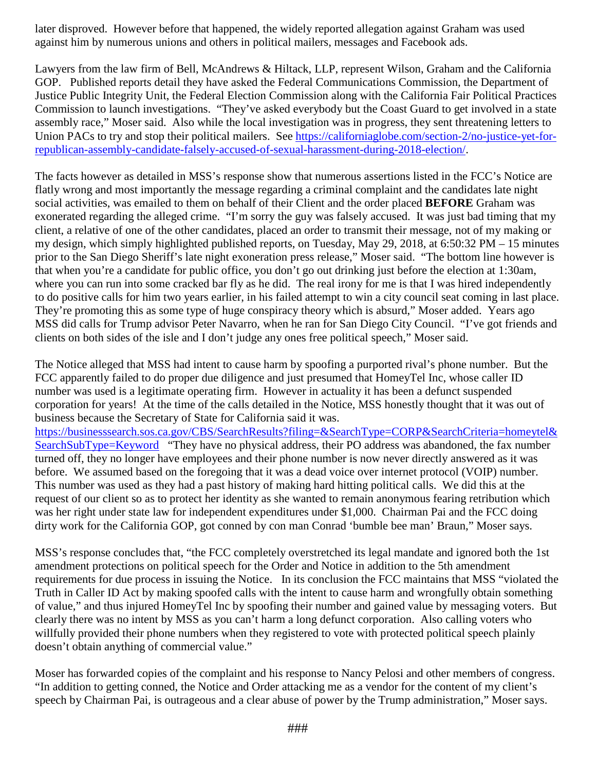later disproved. However before that happened, the widely reported allegation against Graham was used against him by numerous unions and others in political mailers, messages and Facebook ads.

Lawyers from the law firm of Bell, McAndrews & Hiltack, LLP, represent Wilson, Graham and the California GOP. Published reports detail they have asked the Federal Communications Commission, the Department of Justice Public Integrity Unit, the Federal Election Commission along with the California Fair Political Practices Commission to launch investigations. "They've asked everybody but the Coast Guard to get involved in a state assembly race," Moser said. Also while the local investigation was in progress, they sent threatening letters to Union PACs to try and stop their political mailers. See https://californiaglobe.com/section-2/no-justice-yet-for-republican-assembly-candidate-falsely-accused-of-sexual-harassment-during-2018-election/.

The facts however as detailed in MSS's response show that numerous assertions listed in the FCC's Notice are flatly wrong and most importantly the message regarding a criminal complaint and the candidates late night social activities, was emailed to them on behalf of their Client and the order placed **BEFORE** Graham was exonerated regarding the alleged crime. "I'm sorry the guy was falsely accused. It was just bad timing that my client, a relative of one of the other candidates, placed an order to transmit their message, not of my making or my design, which simply highlighted published reports, on Tuesday, May 29, 2018, at 6:50:32 PM – 15 minutes prior to the San Diego Sheriff's late night exoneration press release," Moser said. "The bottom line however is that when you're a candidate for public office, you don't go out drinking just before the election at 1:30am, where you can run into some cracked bar fly as he did. The real irony for me is that I was hired independently to do positive calls for him two years earlier, in his failed attempt to win a city council seat coming in last place. They're promoting this as some type of huge conspiracy theory which is absurd," Moser added. Years ago MSS did calls for Trump advisor Peter Navarro, when he ran for San Diego City Council. "I've got friends and clients on both sides of the isle and I don't judge any ones free political speech," Moser said.

The Notice alleged that MSS had intent to cause harm by spoofing a purported rival's phone number. But the FCC apparently failed to do proper due diligence and just presumed that HomeyTel Inc, whose caller ID number was used is a legitimate operating firm. However in actuality it has been a defunct suspended corporation for years! At the time of the calls detailed in the Notice, MSS honestly thought that it was out of business because the Secretary of State for California said it was. https://businesssearch.sos.ca.gov/CBS/SearchResults?filing=&SearchType=CORP&SearchCriteria=homeytel&SearchSubType=Keyword "They have no physical address, their PO address was abandoned, the fax number turned off, they no longer have employees and their phone number is now never directly answered as it was before. We assumed based on the foregoing that it was a dead voice over internet protocol (VOIP) number. This number was used as they had a past history of making hard hitting political calls. We did this at the request of our client so as to protect her identity as she wanted to remain anonymous fearing retribution which was her right under state law for independent expenditures under $1,000. Chairman Pai and the FCC doing dirty work for the California GOP, got conned by con man Conrad 'bumble bee man' Braun," Moser says.

MSS's response concludes that, "the FCC completely overstretched its legal mandate and ignored both the 1st amendment protections on political speech for the Order and Notice in addition to the 5th amendment requirements for due process in issuing the Notice. In its conclusion the FCC maintains that MSS "violated the Truth in Caller ID Act by making spoofed calls with the intent to cause harm and wrongfully obtain something of value," and thus injured HomeyTel Inc by spoofing their number and gained value by messaging voters. But clearly there was no intent by MSS as you can't harm a long defunct corporation. Also calling voters who willfully provided their phone numbers when they registered to vote with protected political speech plainly doesn't obtain anything of commercial value."

Moser has forwarded copies of the complaint and his response to Nancy Pelosi and other members of congress. "In addition to getting conned, the Notice and Order attacking me as a vendor for the content of my client's speech by Chairman Pai, is outrageous and a clear abuse of power by the Trump administration," Moser says.

###